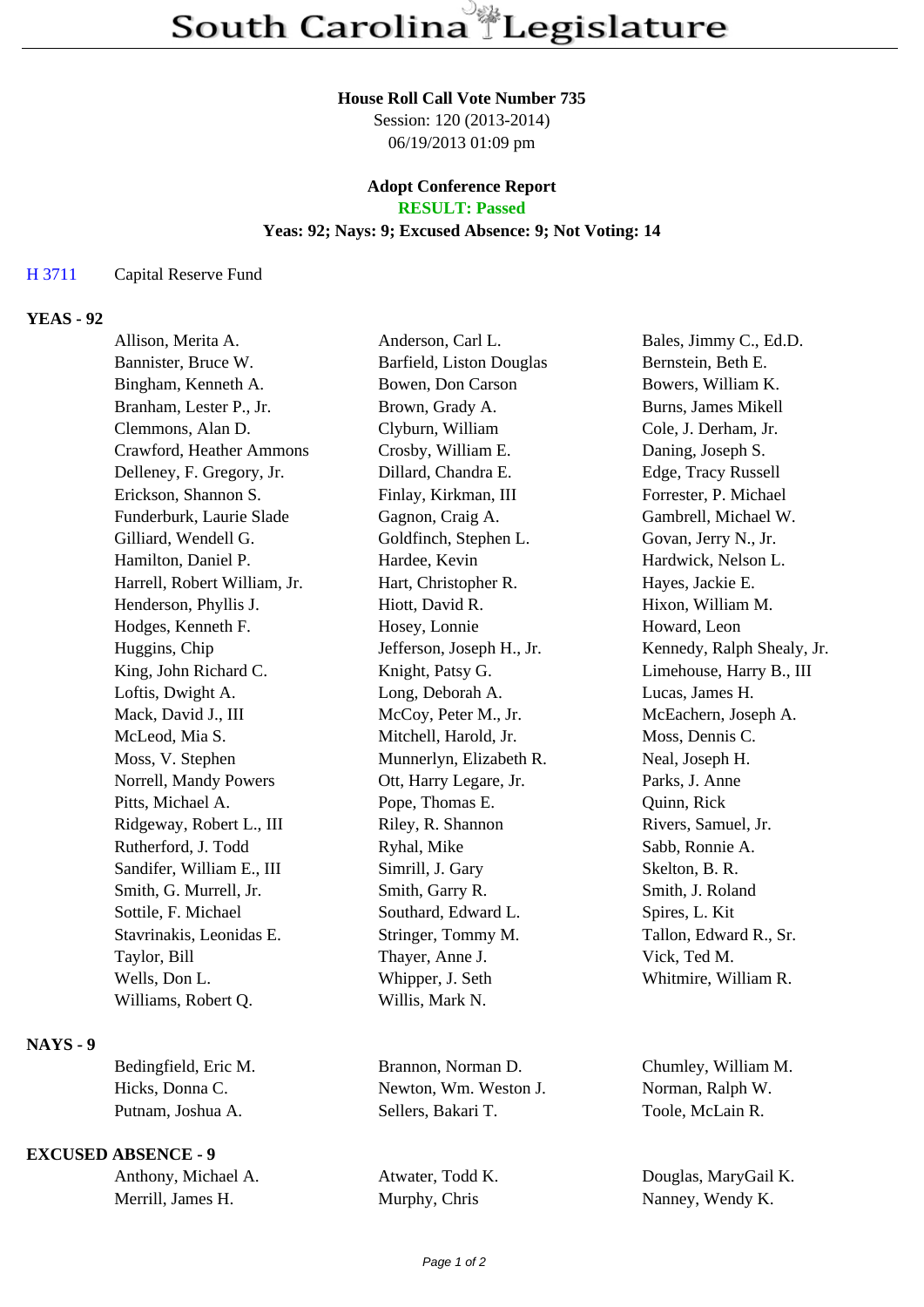# South Carolina Legislature

**House Roll Call Vote Number 735**
Session: 120 (2013-2014)
06/19/2013 01:09 pm

**Adopt Conference Report**
**RESULT: Passed**
**Yeas: 92; Nays: 9; Excused Absence: 9; Not Voting: 14**

H 3711 Capital Reserve Fund

**YEAS - 92**

| | | |
|---|---|---|
| Allison, Merita A. | Anderson, Carl L. | Bales, Jimmy C., Ed.D. |
| Bannister, Bruce W. | Barfield, Liston Douglas | Bernstein, Beth E. |
| Bingham, Kenneth A. | Bowen, Don Carson | Bowers, William K. |
| Branham, Lester P., Jr. | Brown, Grady A. | Burns, James Mikell |
| Clemmons, Alan D. | Clyburn, William | Cole, J. Derham, Jr. |
| Crawford, Heather Ammons | Crosby, William E. | Daning, Joseph S. |
| Delleney, F. Gregory, Jr. | Dillard, Chandra E. | Edge, Tracy Russell |
| Erickson, Shannon S. | Finlay, Kirkman, III | Forrester, P. Michael |
| Funderburk, Laurie Slade | Gagnon, Craig A. | Gambrell, Michael W. |
| Gilliard, Wendell G. | Goldfinch, Stephen L. | Govan, Jerry N., Jr. |
| Hamilton, Daniel P. | Hardee, Kevin | Hardwick, Nelson L. |
| Harrell, Robert William, Jr. | Hart, Christopher R. | Hayes, Jackie E. |
| Henderson, Phyllis J. | Hiott, David R. | Hixon, William M. |
| Hodges, Kenneth F. | Hosey, Lonnie | Howard, Leon |
| Huggins, Chip | Jefferson, Joseph H., Jr. | Kennedy, Ralph Shealy, Jr. |
| King, John Richard C. | Knight, Patsy G. | Limehouse, Harry B., III |
| Loftis, Dwight A. | Long, Deborah A. | Lucas, James H. |
| Mack, David J., III | McCoy, Peter M., Jr. | McEachern, Joseph A. |
| McLeod, Mia S. | Mitchell, Harold, Jr. | Moss, Dennis C. |
| Moss, V. Stephen | Munnerlyn, Elizabeth R. | Neal, Joseph H. |
| Norrell, Mandy Powers | Ott, Harry Legare, Jr. | Parks, J. Anne |
| Pitts, Michael A. | Pope, Thomas E. | Quinn, Rick |
| Ridgeway, Robert L., III | Riley, R. Shannon | Rivers, Samuel, Jr. |
| Rutherford, J. Todd | Ryhal, Mike | Sabb, Ronnie A. |
| Sandifer, William E., III | Simrill, J. Gary | Skelton, B. R. |
| Smith, G. Murrell, Jr. | Smith, Garry R. | Smith, J. Roland |
| Sottile, F. Michael | Southard, Edward L. | Spires, L. Kit |
| Stavrinakis, Leonidas E. | Stringer, Tommy M. | Tallon, Edward R., Sr. |
| Taylor, Bill | Thayer, Anne J. | Vick, Ted M. |
| Wells, Don L. | Whipper, J. Seth | Whitmire, William R. |
| Williams, Robert Q. | Willis, Mark N. | |

**NAYS - 9**

| | | |
|---|---|---|
| Bedingfield, Eric M. | Brannon, Norman D. | Chumley, William M. |
| Hicks, Donna C. | Newton, Wm. Weston J. | Norman, Ralph W. |
| Putnam, Joshua A. | Sellers, Bakari T. | Toole, McLain R. |

**EXCUSED ABSENCE - 9**

| | | |
|---|---|---|
| Anthony, Michael A. | Atwater, Todd K. | Douglas, MaryGail K. |
| Merrill, James H. | Murphy, Chris | Nanney, Wendy K. |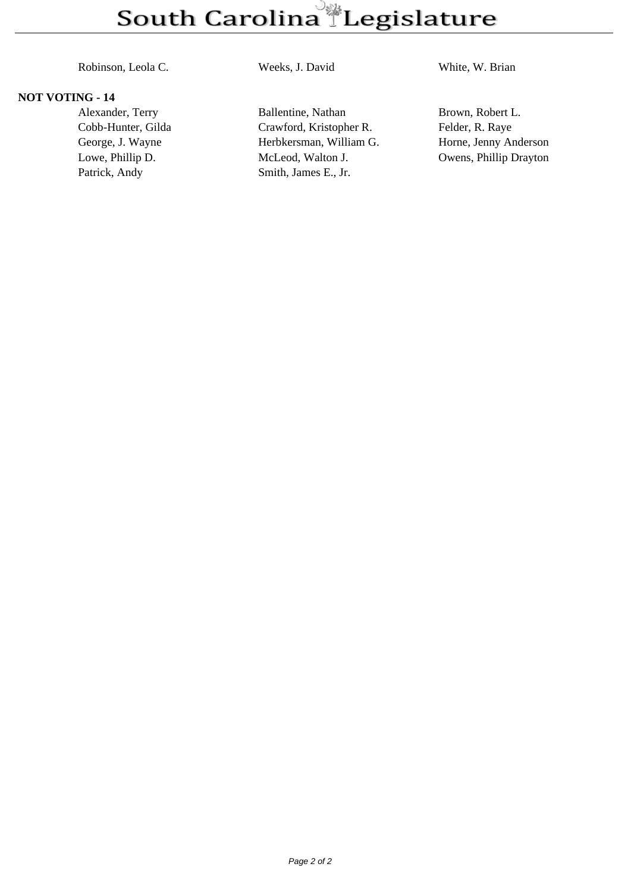| | | |
|---|---|---|
| Robinson, Leola C. | Weeks, J. David | White, W. Brian |

**NOT VOTING - 14**

| | | |
|---|---|---|
| Alexander, Terry | Ballentine, Nathan | Brown, Robert L. |
| Cobb-Hunter, Gilda | Crawford, Kristopher R. | Felder, R. Raye |
| George, J. Wayne | Herbkersman, William G. | Horne, Jenny Anderson |
| Lowe, Phillip D. | McLeod, Walton J. | Owens, Phillip Drayton |
| Patrick, Andy | Smith, James E., Jr. | |